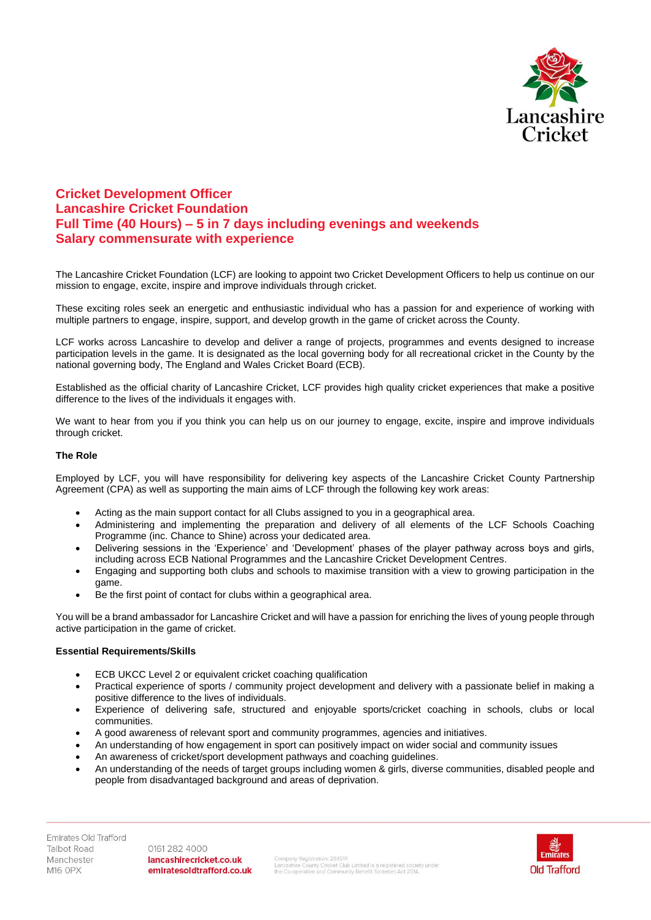# Cricket Development Officer
# Lancashire Cricket Foundation
# Full Time (40 Hours) – 5 in 7 days including evenings and weekends
# Salary commensurate with experience

The Lancashire Cricket Foundation (LCF) are looking to appoint two Cricket Development Officers to help us continue on our mission to engage, excite, inspire and improve individuals through cricket.

These exciting roles seek an energetic and enthusiastic individual who has a passion for and experience of working with multiple partners to engage, inspire, support, and develop growth in the game of cricket across the County.

LCF works across Lancashire to develop and deliver a range of projects, programmes and events designed to increase participation levels in the game. It is designated as the local governing body for all recreational cricket in the County by the national governing body, The England and Wales Cricket Board (ECB).

Established as the official charity of Lancashire Cricket, LCF provides high quality cricket experiences that make a positive difference to the lives of the individuals it engages with.

We want to hear from you if you think you can help us on our journey to engage, excite, inspire and improve individuals through cricket.

**The Role**

Employed by LCF, you will have responsibility for delivering key aspects of the Lancashire Cricket County Partnership Agreement (CPA) as well as supporting the main aims of LCF through the following key work areas:

- Acting as the main support contact for all Clubs assigned to you in a geographical area.
- Administering and implementing the preparation and delivery of all elements of the LCF Schools Coaching Programme (inc. Chance to Shine) across your dedicated area.
- Delivering sessions in the 'Experience' and 'Development' phases of the player pathway across boys and girls, including across ECB National Programmes and the Lancashire Cricket Development Centres.
- Engaging and supporting both clubs and schools to maximise transition with a view to growing participation in the game.
- Be the first point of contact for clubs within a geographical area.

You will be a brand ambassador for Lancashire Cricket and will have a passion for enriching the lives of young people through active participation in the game of cricket.

**Essential Requirements/Skills**

- ECB UKCC Level 2 or equivalent cricket coaching qualification
- Practical experience of sports / community project development and delivery with a passionate belief in making a positive difference to the lives of individuals.
- Experience of delivering safe, structured and enjoyable sports/cricket coaching in schools, clubs or local communities.
- A good awareness of relevant sport and community programmes, agencies and initiatives.
- An understanding of how engagement in sport can positively impact on wider social and community issues
- An awareness of cricket/sport development pathways and coaching guidelines.
- An understanding of the needs of target groups including women & girls, diverse communities, disabled people and people from disadvantaged background and areas of deprivation.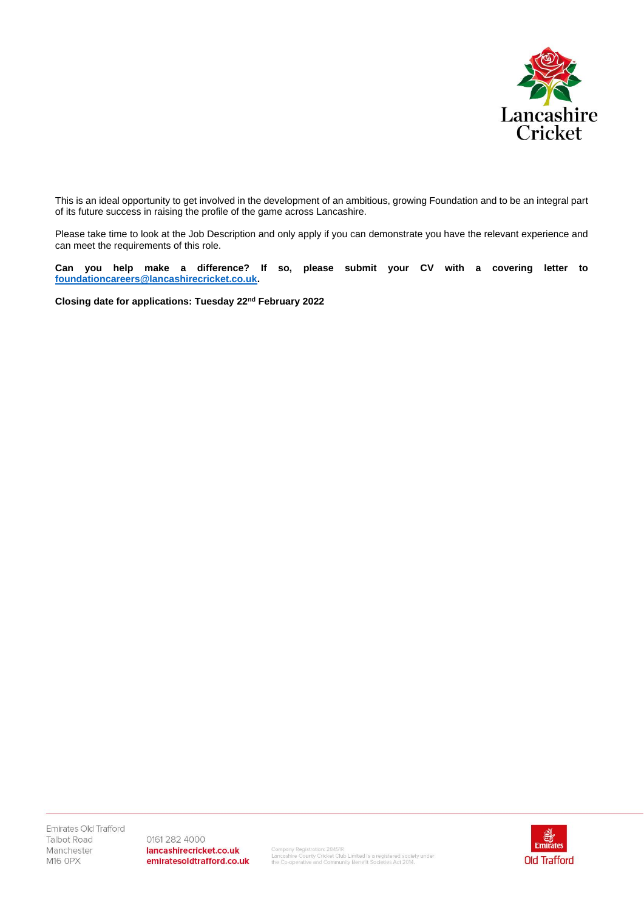This is an ideal opportunity to get involved in the development of an ambitious, growing Foundation and to be an integral part of its future success in raising the profile of the game across Lancashire.

Please take time to look at the Job Description and only apply if you can demonstrate you have the relevant experience and can meet the requirements of this role.

**Can you help make a difference? If so, please submit your CV with a covering letter to foundationcareers@lancashirecricket.co.uk.**

**Closing date for applications: Tuesday 22nd February 2022**